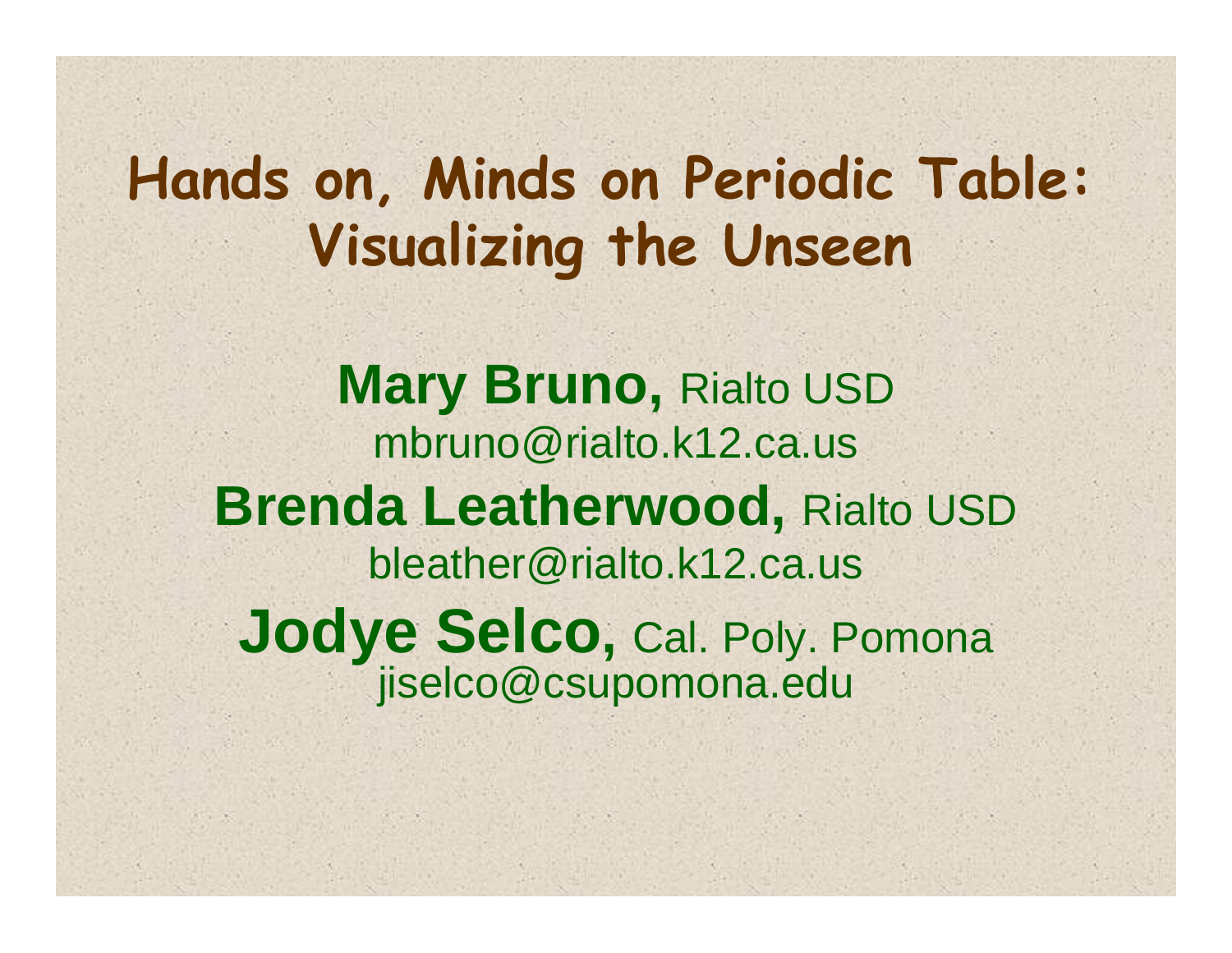# Hands on, Minds on Periodic Table: Visualizing the Unseen

**Mary Bruno,** Rialto USD
mbruno@rialto.k12.ca.us

**Brenda Leatherwood,** Rialto USD
bleather@rialto.k12.ca.us

**Jodye Selco,** Cal. Poly. Pomona
jiselco@csupomona.edu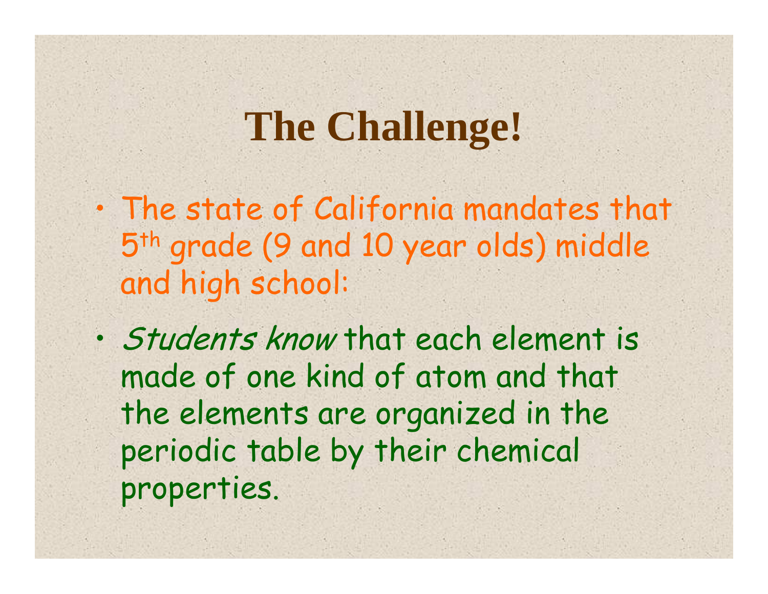# The Challenge!

- The state of California mandates that 5th grade (9 and 10 year olds) middle and high school:
- *Students know* that each element is made of one kind of atom and that the elements are organized in the periodic table by their chemical properties.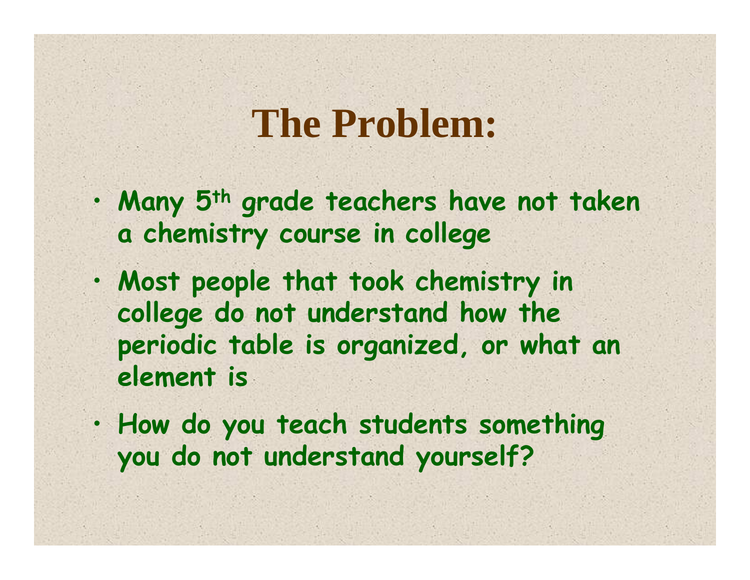# The Problem:

- Many 5th grade teachers have not taken a chemistry course in college
- Most people that took chemistry in college do not understand how the periodic table is organized, or what an element is
- How do you teach students something you do not understand yourself?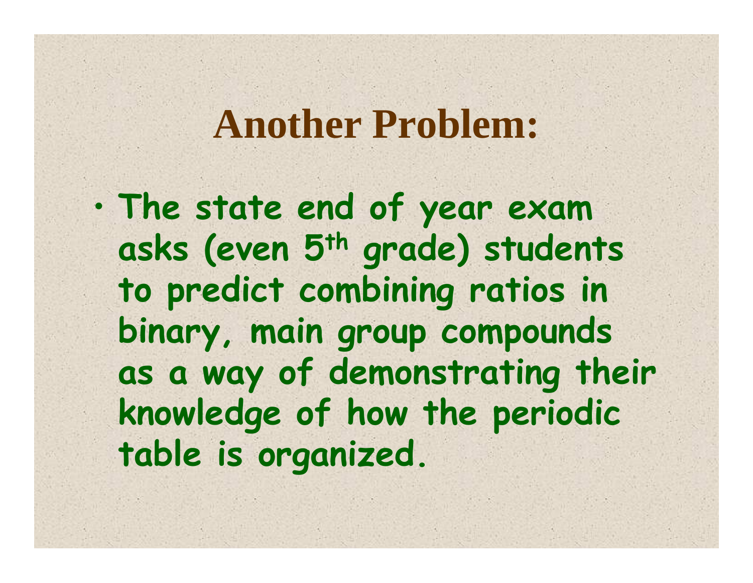# Another Problem:

- The state end of year exam asks (even 5th grade) students to predict combining ratios in binary, main group compounds as a way of demonstrating their knowledge of how the periodic table is organized.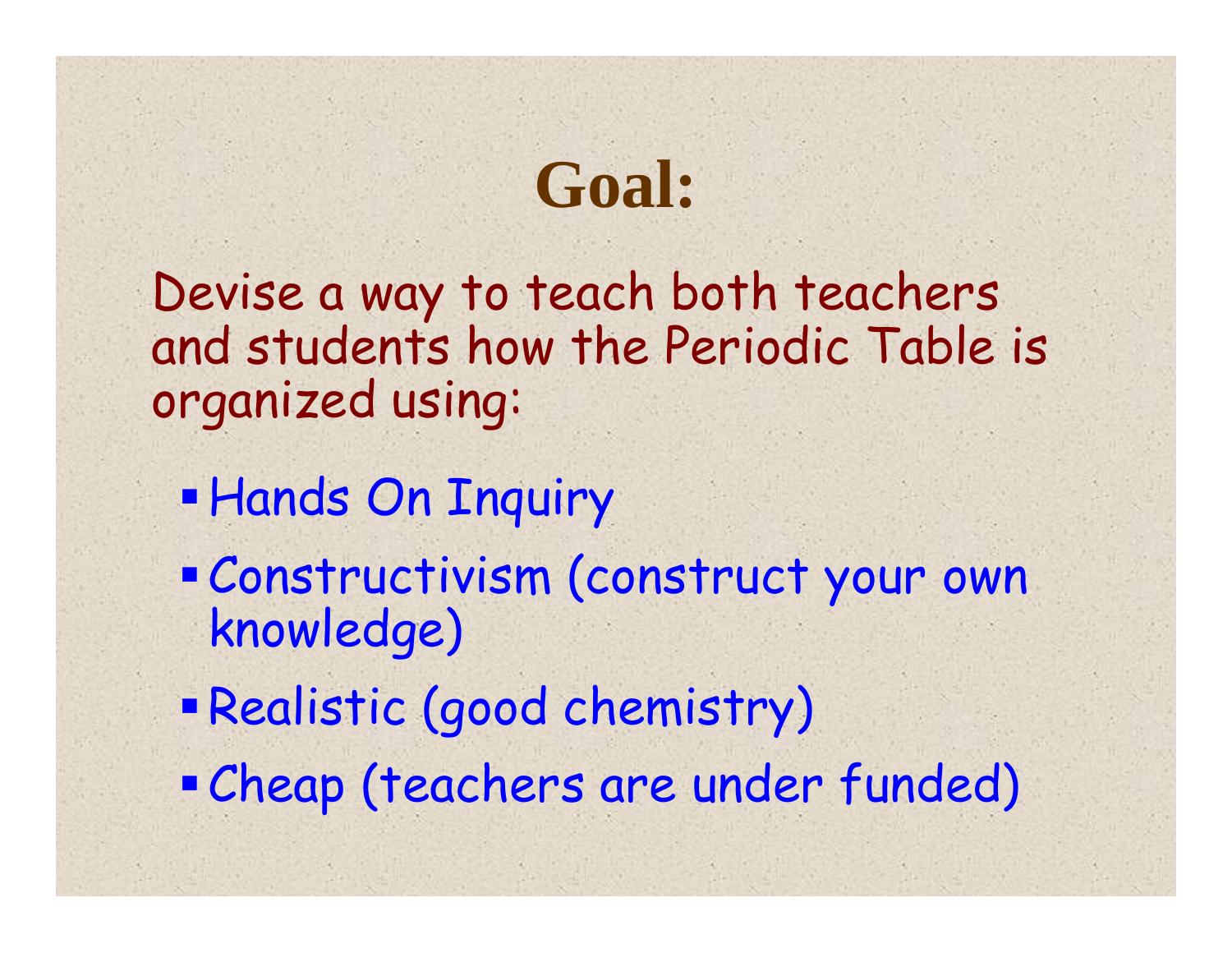# Goal:

Devise a way to teach both teachers and students how the Periodic Table is organized using:

- Hands On Inquiry
- Constructivism (construct your own knowledge)
- Realistic (good chemistry)
- Cheap (teachers are under funded)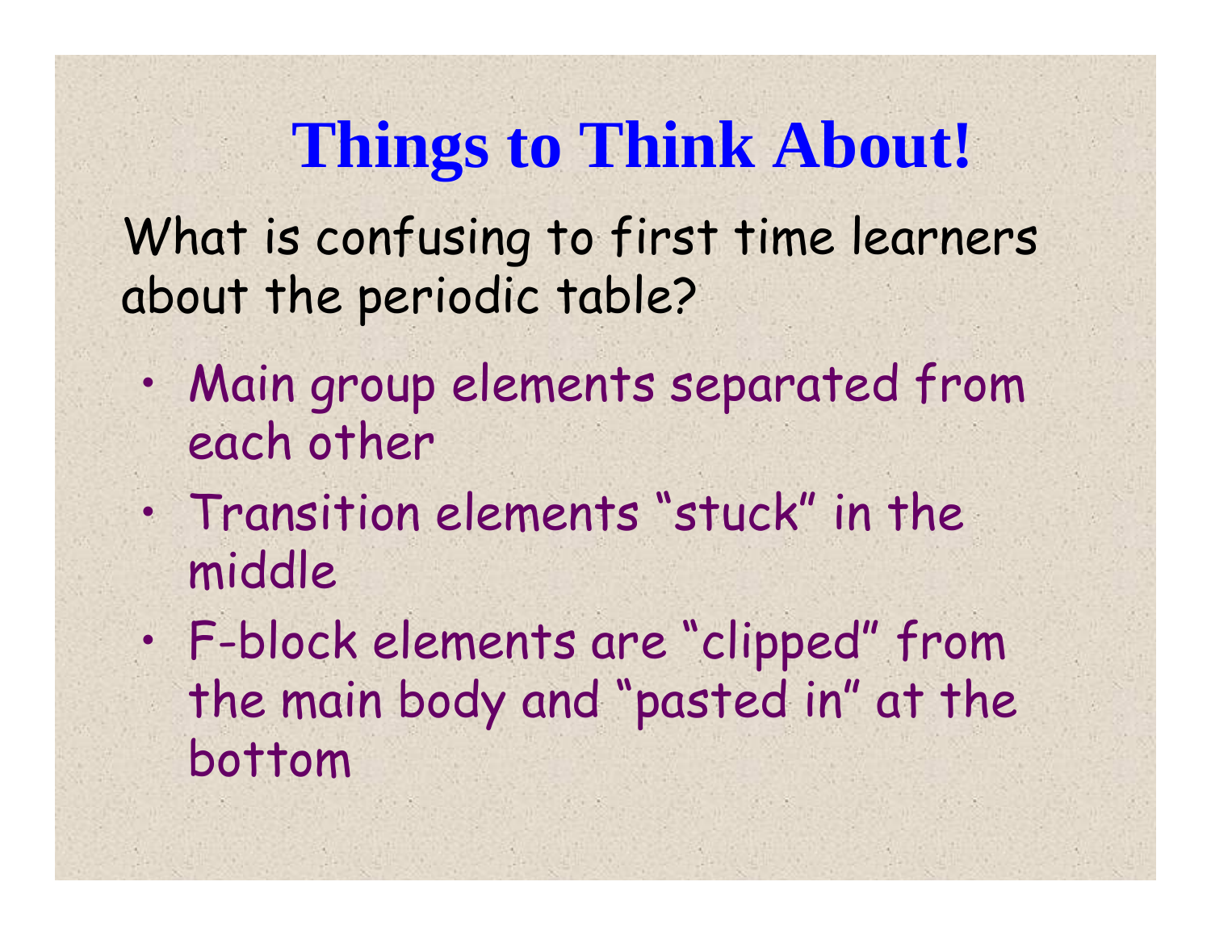# Things to Think About!

What is confusing to first time learners about the periodic table?

- Main group elements separated from each other
- Transition elements “stuck” in the middle
- F-block elements are “clipped” from the main body and “pasted in” at the bottom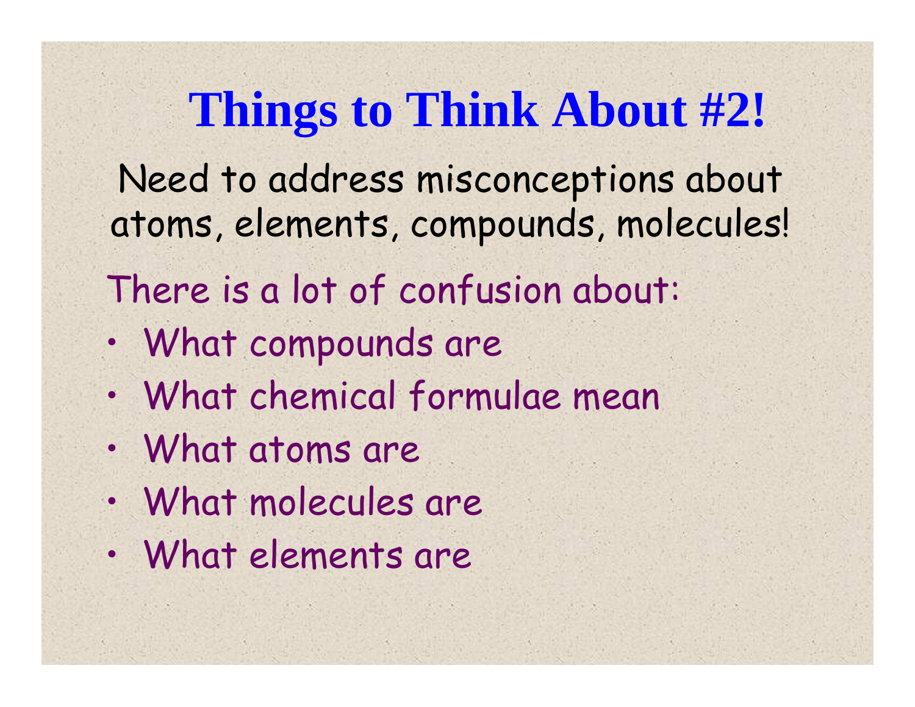# Things to Think About #2!

Need to address misconceptions about atoms, elements, compounds, molecules!

There is a lot of confusion about:

- What compounds are
- What chemical formulae mean
- What atoms are
- What molecules are
- What elements are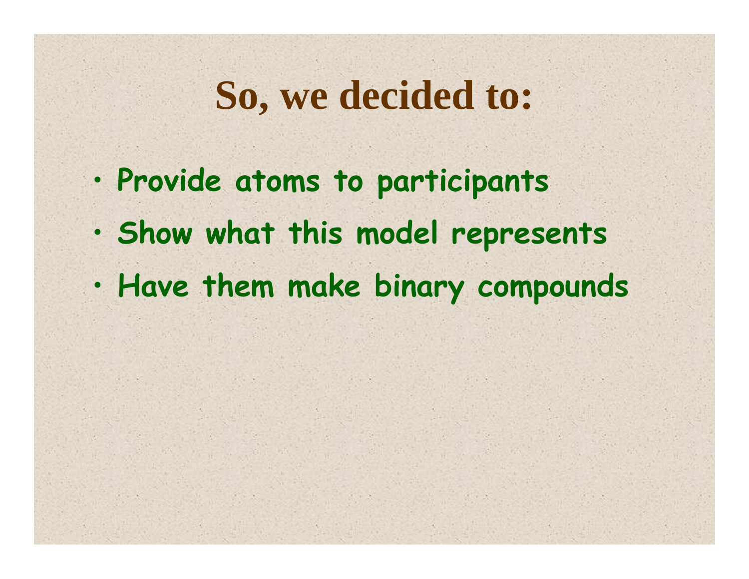# So, we decided to:

- Provide atoms to participants
- Show what this model represents
- Have them make binary compounds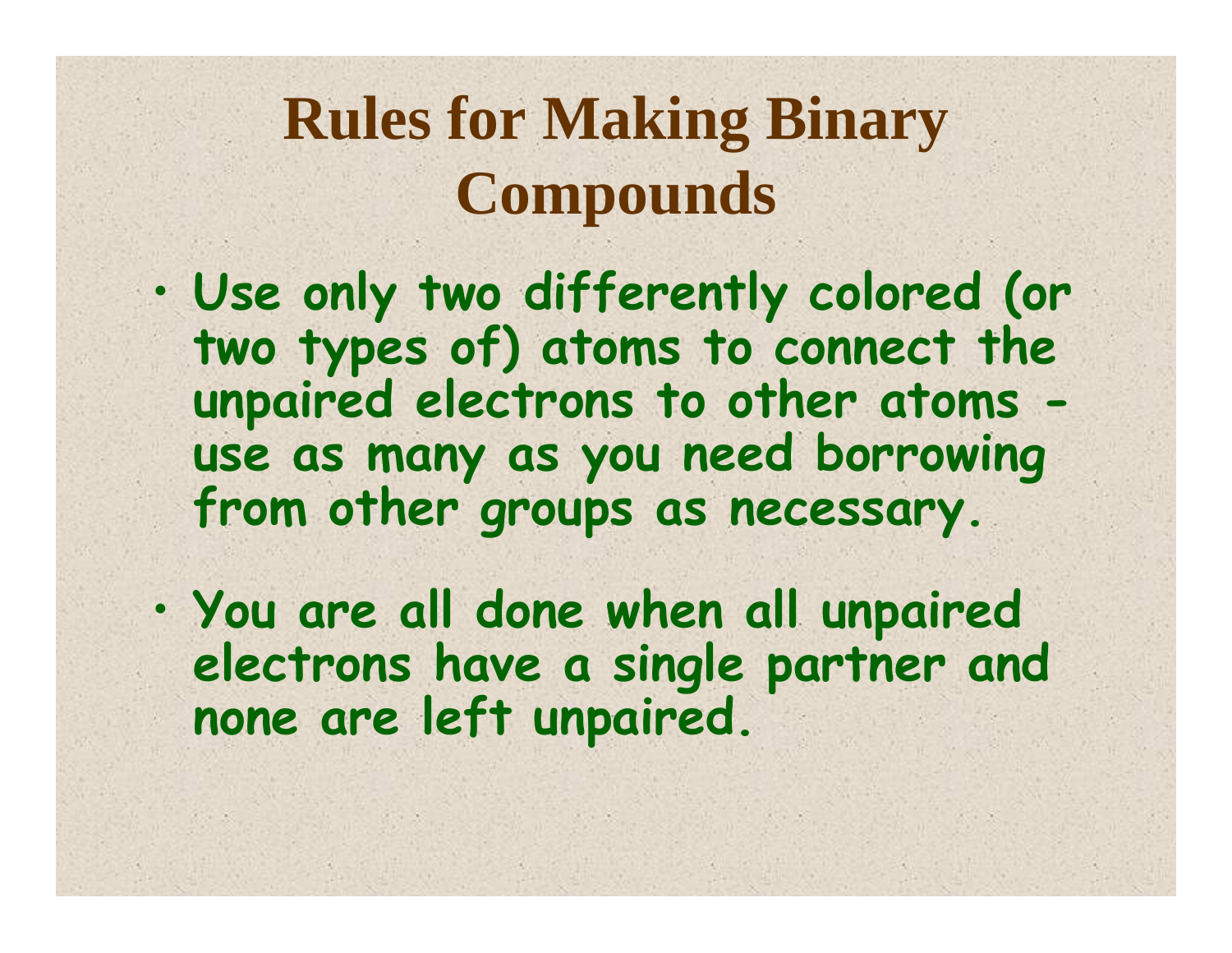# Rules for Making Binary Compounds

- Use only two differently colored (or two types of) atoms to connect the unpaired electrons to other atoms - use as many as you need borrowing from other groups as necessary.
- You are all done when all unpaired electrons have a single partner and none are left unpaired.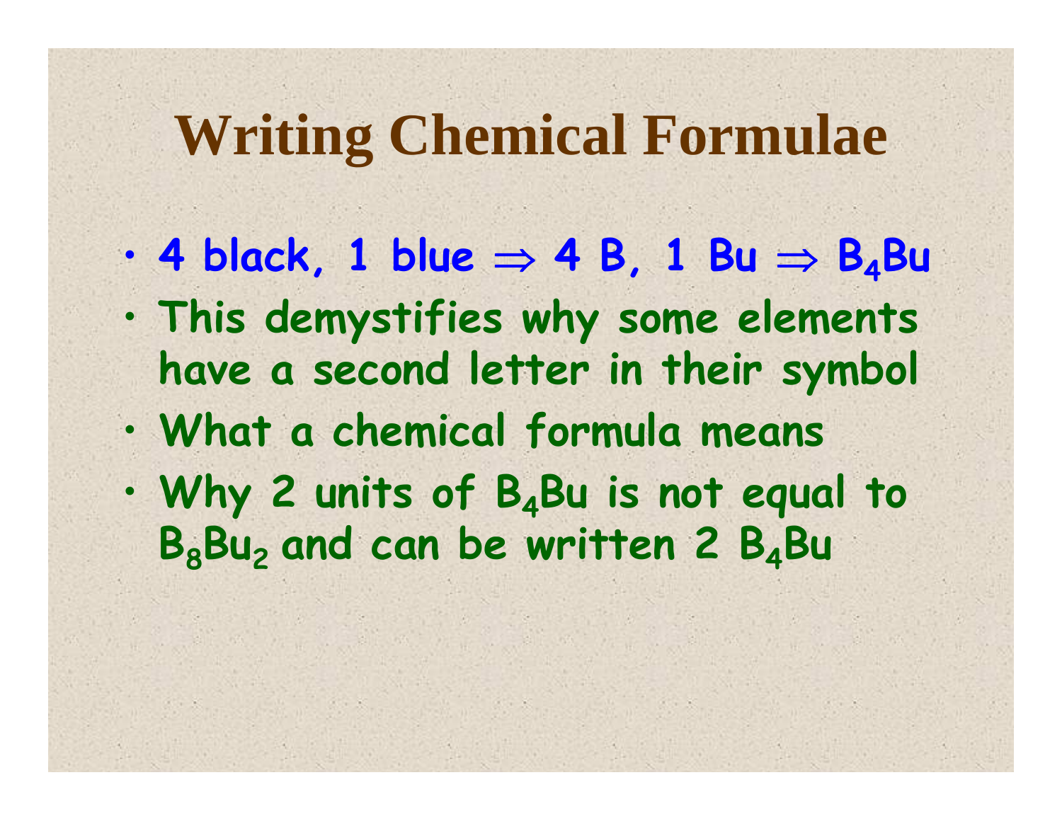# Writing Chemical Formulae

- 4 black, 1 blue $\Rightarrow$ 4 B, 1 Bu $\Rightarrow$ $B_4Bu$
- This demystifies why some elements have a second letter in their symbol
- What a chemical formula means
- Why 2 units of $B_4Bu$ is not equal to $B_8Bu_2$ and can be written 2 $B_4Bu$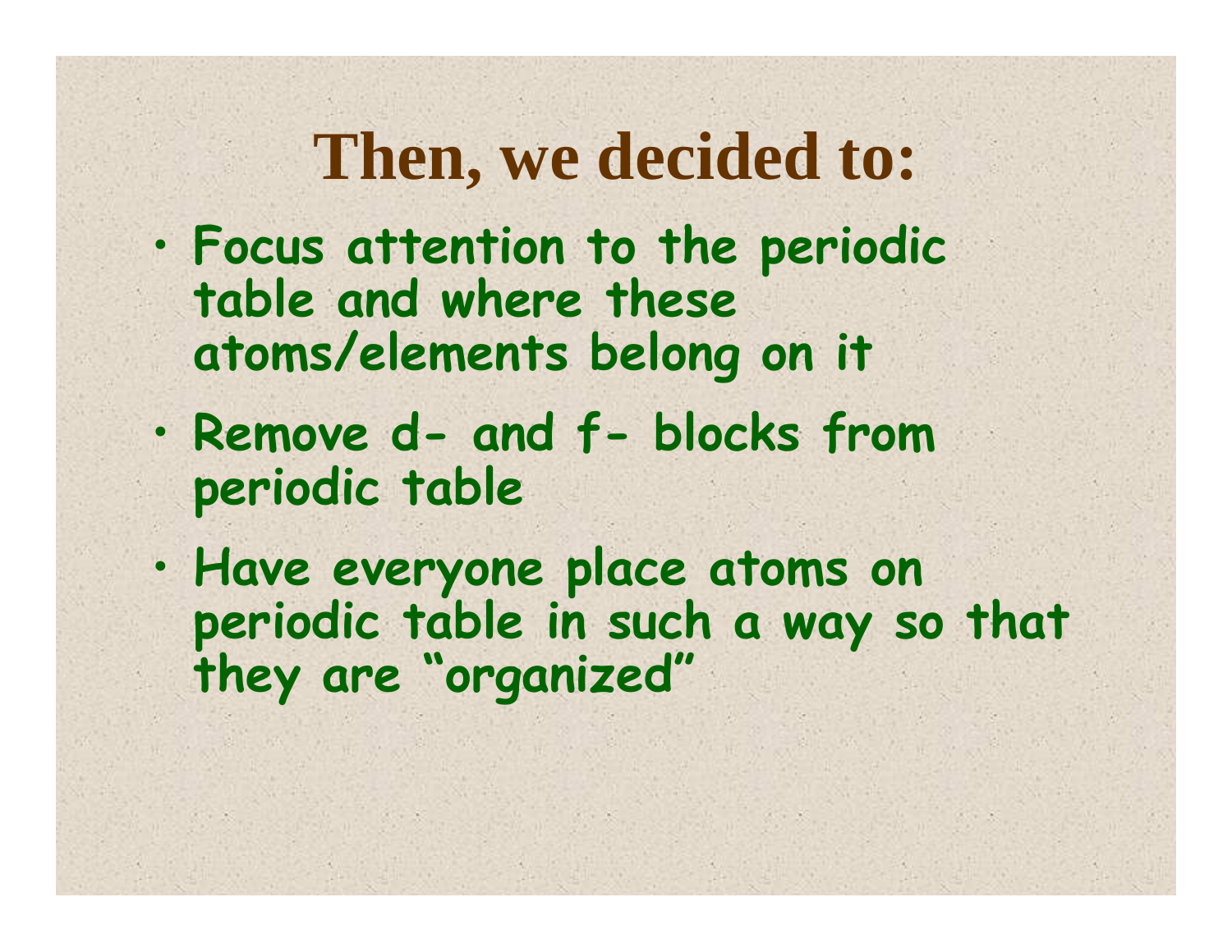# Then, we decided to:

- Focus attention to the periodic table and where these atoms/elements belong on it
- Remove d- and f- blocks from periodic table
- Have everyone place atoms on periodic table in such a way so that they are "organized"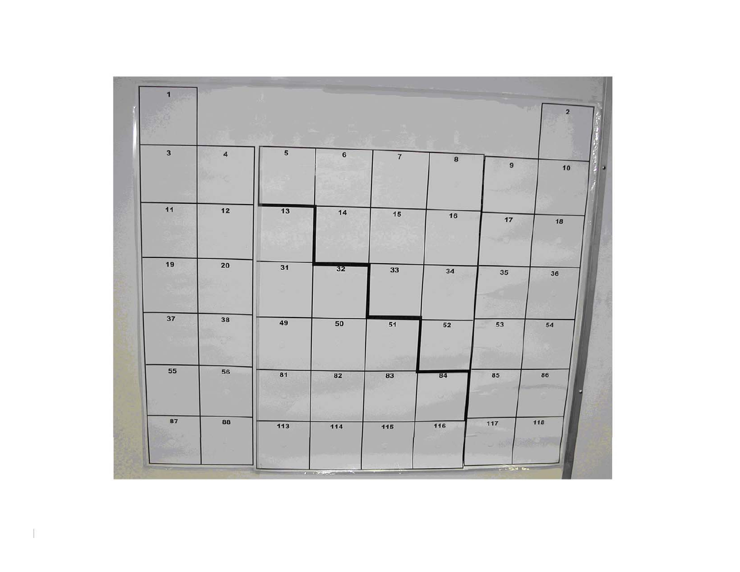| | | | | | | | |
|---|---|---|---|---|---|---|---|
| 1 | | | | | | | 2 |
| 3 | 4 | 5 | 6 | 7 | 8 | 9 | 10 |
| 11 | 12 | 13 | 14 | 15 | 16 | 17 | 18 |
| 19 | 20 | 31 | 32 | 33 | 34 | 35 | 36 |
| 37 | 38 | 49 | 50 | 51 | 52 | 53 | 54 |
| 55 | 56 | 81 | 82 | 83 | 84 | 85 | 86 |
| 87 | 88 | 113 | 114 | 115 | 116 | 117 | 118 |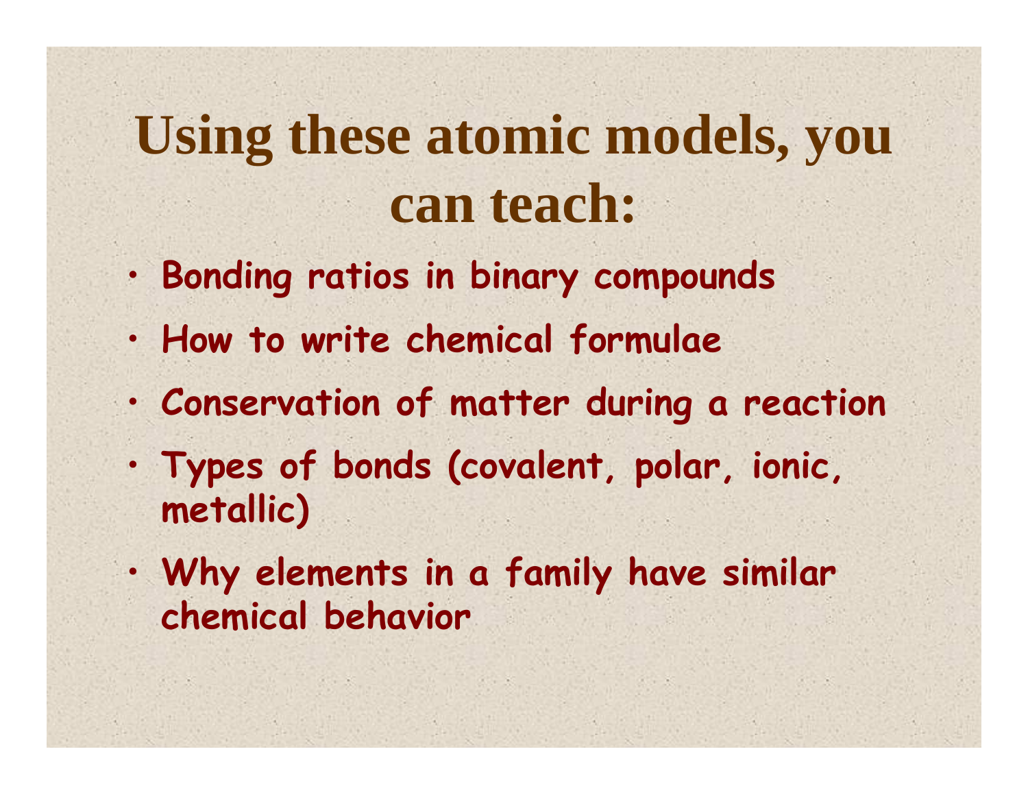# Using these atomic models, you can teach:

- Bonding ratios in binary compounds
- How to write chemical formulae
- Conservation of matter during a reaction
- Types of bonds (covalent, polar, ionic, metallic)
- Why elements in a family have similar chemical behavior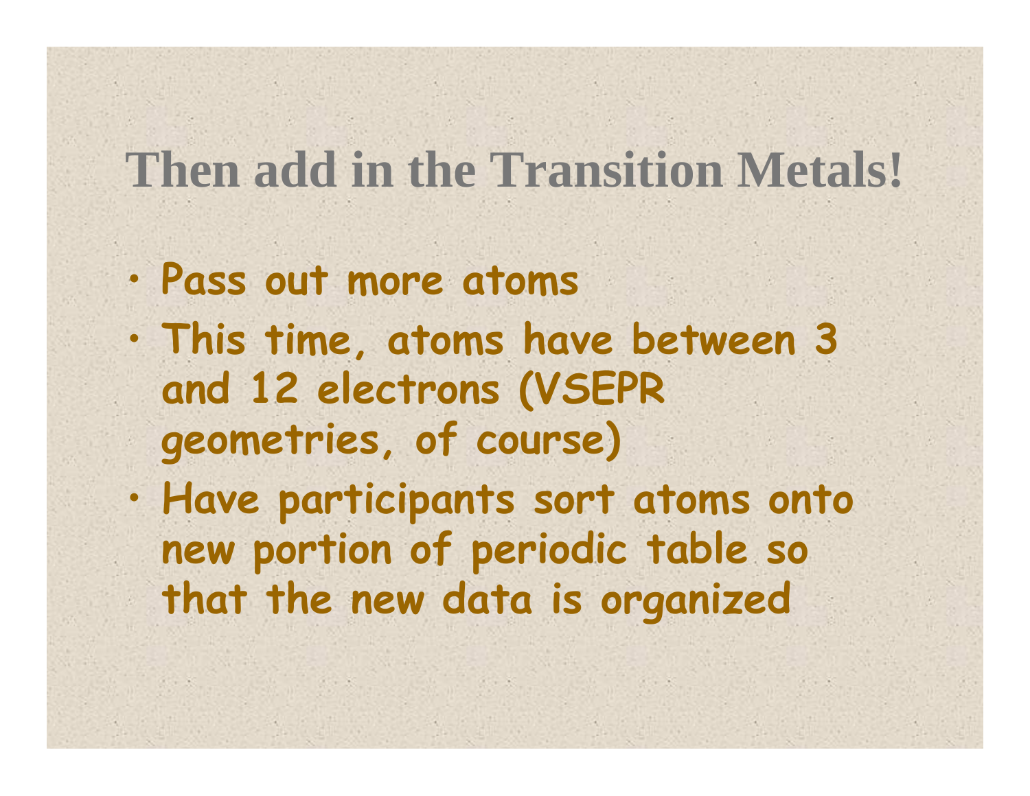# Then add in the Transition Metals!

- Pass out more atoms
- This time, atoms have between 3 and 12 electrons (VSEPR geometries, of course)
- Have participants sort atoms onto new portion of periodic table so that the new data is organized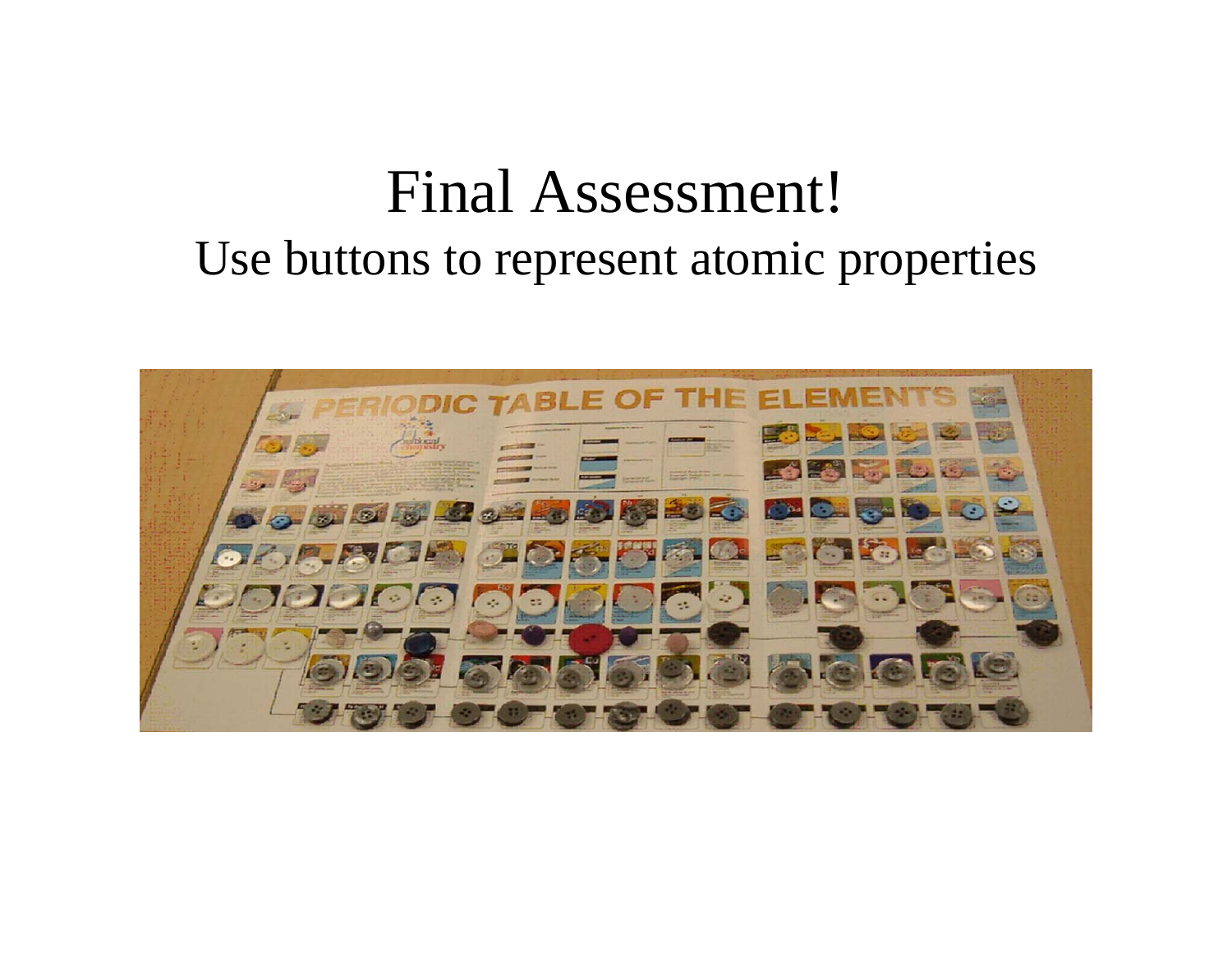# Final Assessment!

Use buttons to represent atomic properties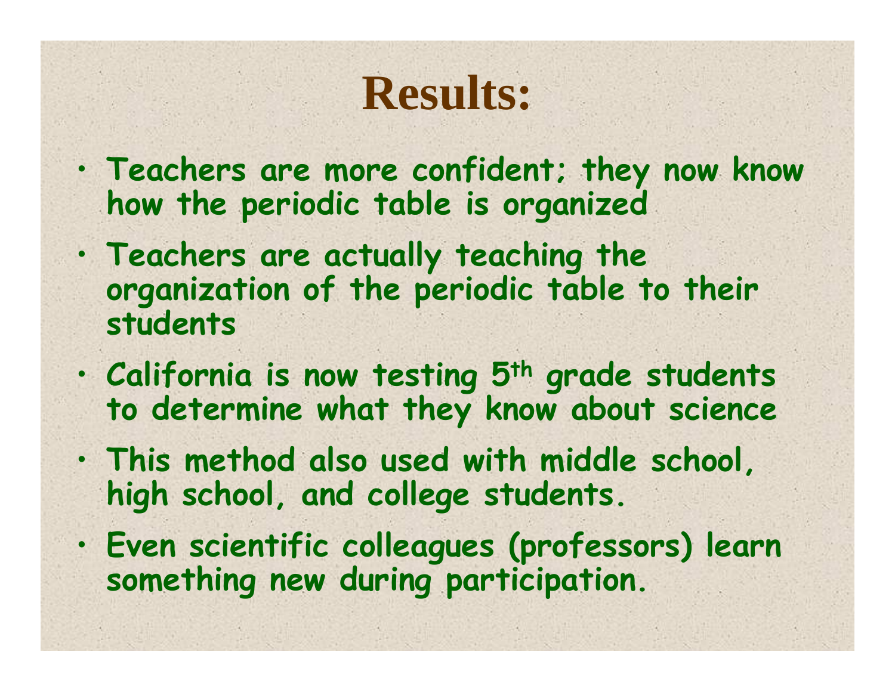# Results:

- Teachers are more confident; they now know how the periodic table is organized
- Teachers are actually teaching the organization of the periodic table to their students
- California is now testing 5th grade students to determine what they know about science
- This method also used with middle school, high school, and college students.
- Even scientific colleagues (professors) learn something new during participation.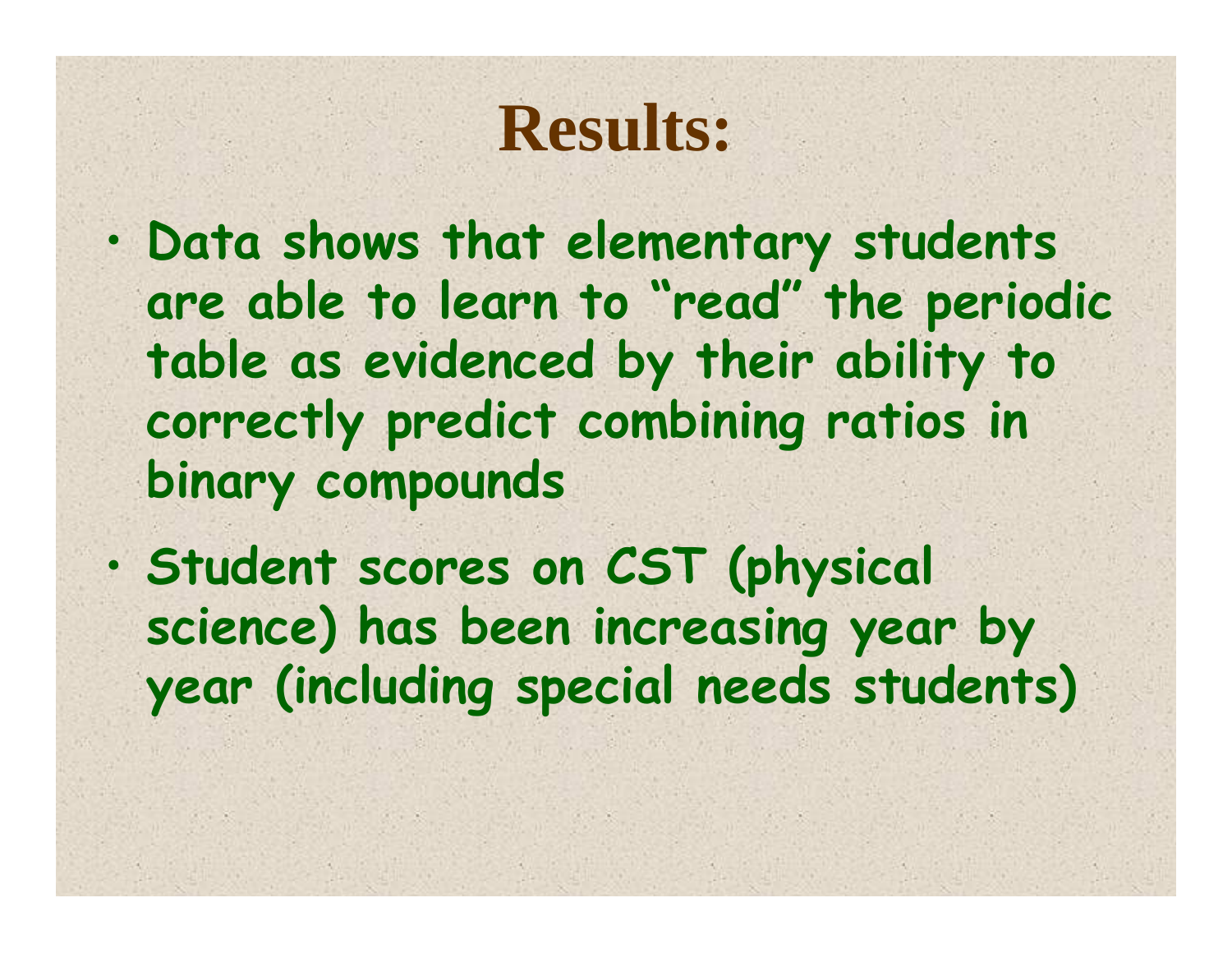# Results:

- Data shows that elementary students are able to learn to "read" the periodic table as evidenced by their ability to correctly predict combining ratios in binary compounds
- Student scores on CST (physical science) has been increasing year by year (including special needs students)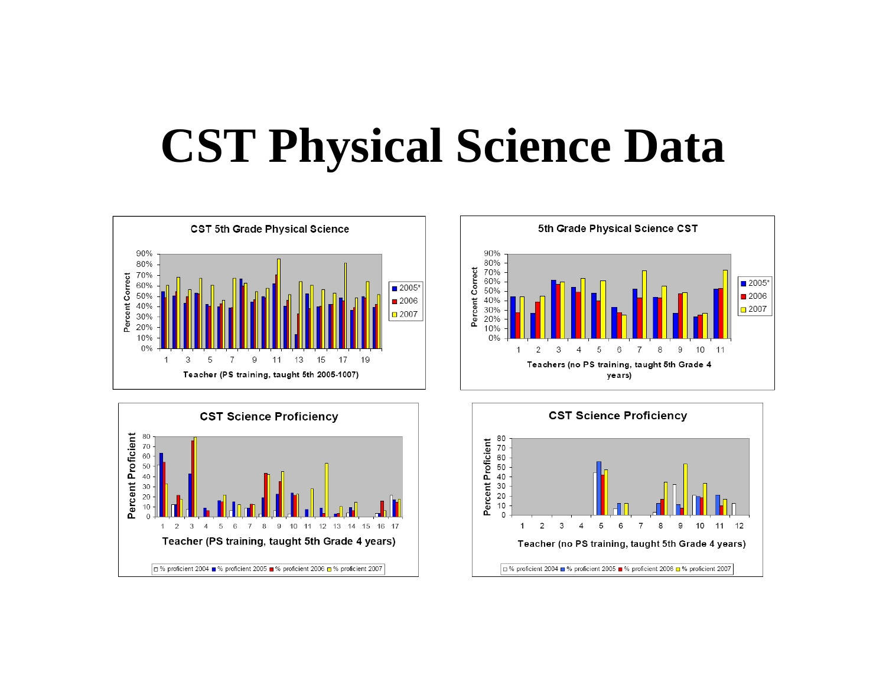# CST Physical Science Data

**CST 5th Grade Physical Science**

Percent Correct (0%–90%)

Teacher (PS training, taught 5th 2005-1007)

Legend: 2005*, 2006, 2007

**5th Grade Physical Science CST**

Percent Correct (0%–90%)

Teachers (no PS training, taught 5th Grade 4 years)

Legend: 2005*, 2006, 2007

**CST Science Proficiency**

Percent Proficient (0–80)

Teacher (PS training, taught 5th Grade 4 years)

Legend: % proficient 2004, % proficient 2005, % proficient 2006, % proficient 2007

**CST Science Proficiency**

Percent Proficient (0–80)

Teacher (no PS training, taught 5th Grade 4 years)

Legend: % proficient 2004, % proficient 2005, % proficient 2006, % proficient 2007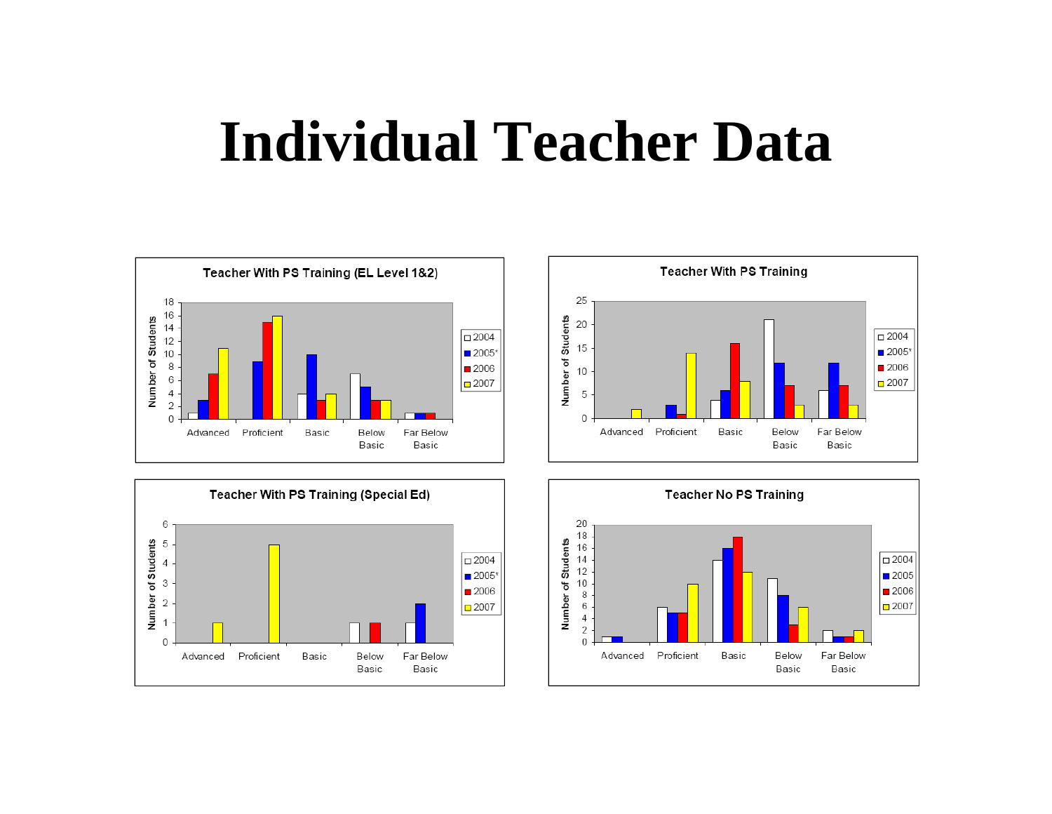# Individual Teacher Data

**Teacher With PS Training (EL Level 1&2)**

| Number of Students | 2004 | 2005* | 2006 | 2007 |
|---|---|---|---|---|
| Advanced | 1 | 3 | 7 | 11 |
| Proficient | 0 | 9 | 15 | 16 |
| Basic | 4 | 10 | 3 | 4 |
| Below Basic | 7 | 5 | 3 | 3 |
| Far Below Basic | 1 | 1 | 1 | 0 |

**Teacher With PS Training**

| Number of Students | 2004 | 2005* | 2006 | 2007 |
|---|---|---|---|---|
| Advanced | 0 | 0 | 0 | 2 |
| Proficient | 0 | 3 | 1 | 14 |
| Basic | 4 | 6 | 16 | 8 |
| Below Basic | 21 | 12 | 7 | 3 |
| Far Below Basic | 6 | 12 | 7 | 3 |

**Teacher With PS Training (Special Ed)**

| Number of Students | 2004 | 2005* | 2006 | 2007 |
|---|---|---|---|---|
| Advanced | 0 | 0 | 0 | 1 |
| Proficient | 0 | 0 | 0 | 5 |
| Basic | 0 | 0 | 0 | 0 |
| Below Basic | 1 | 0 | 1 | 0 |
| Far Below Basic | 1 | 2 | 0 | 0 |

**Teacher No PS Training**

| Number of Students | 2004 | 2005 | 2006 | 2007 |
|---|---|---|---|---|
| Advanced | 1 | 1 | 0 | 0 |
| Proficient | 6 | 5 | 5 | 10 |
| Basic | 14 | 16 | 18 | 12 |
| Below Basic | 11 | 8 | 3 | 6 |
| Far Below Basic | 2 | 1 | 1 | 2 |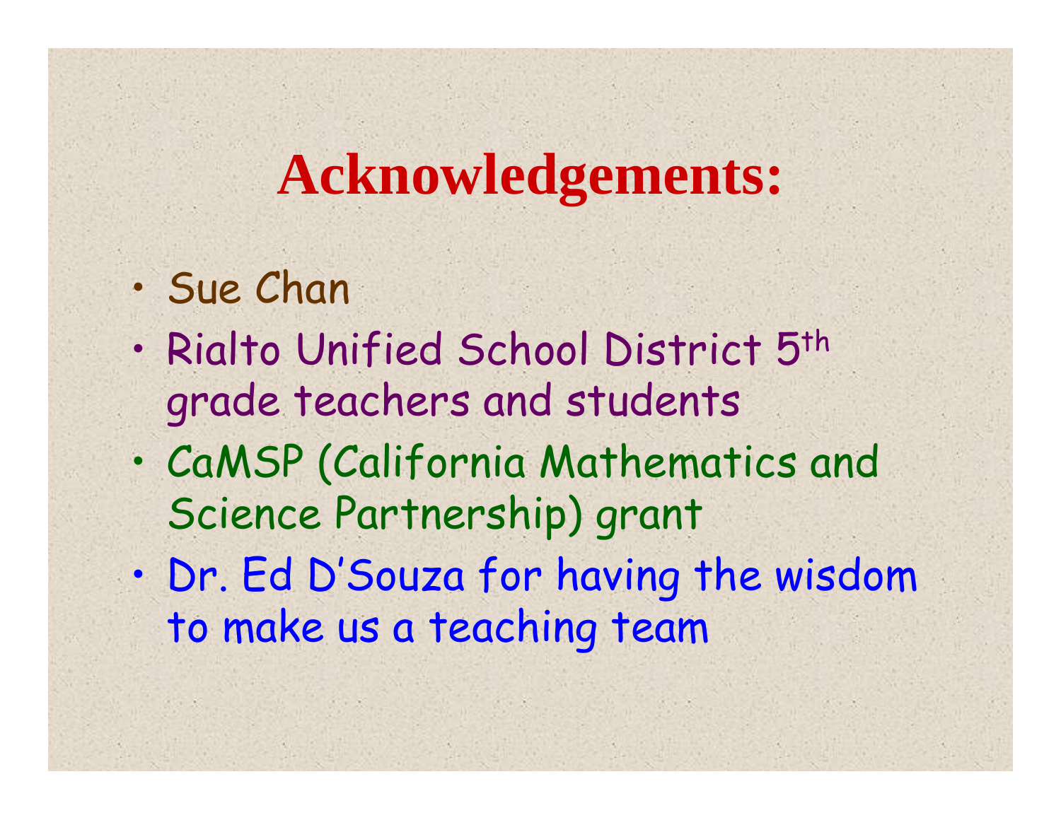# Acknowledgements:

- Sue Chan
- Rialto Unified School District 5th grade teachers and students
- CaMSP (California Mathematics and Science Partnership) grant
- Dr. Ed D'Souza for having the wisdom to make us a teaching team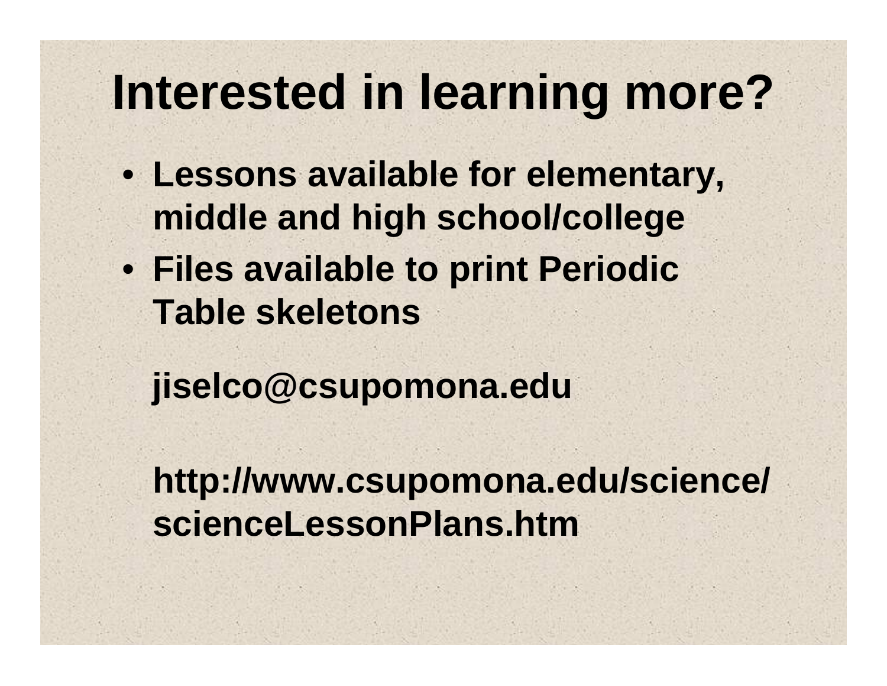# Interested in learning more?

- **Lessons available for elementary, middle and high school/college**
- **Files available to print Periodic Table skeletons**

**jiselco@csupomona.edu**

**http://www.csupomona.edu/science/scienceLessonPlans.htm**